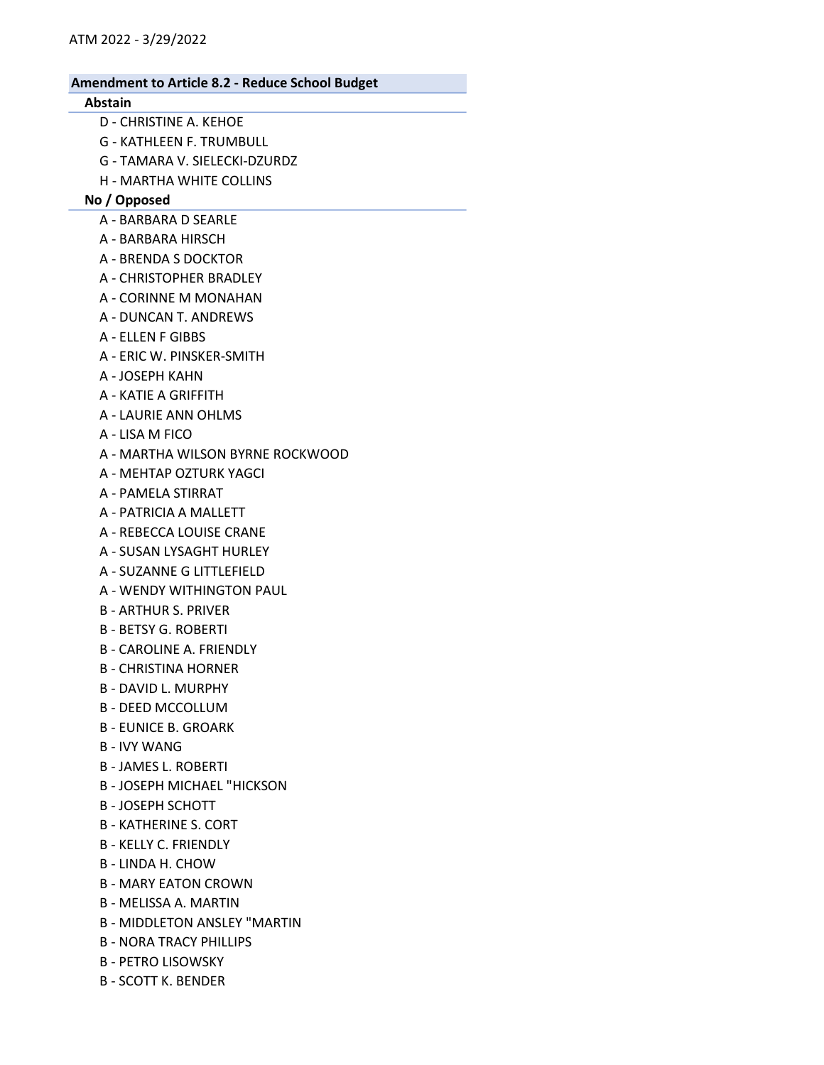ATM 2022 - 3/29/2022

## Amendment to Article 8.2 - Reduce School Budget

### Abstain

- D - CHRISTINE A. KEHOE
- G - KATHLEEN F. TRUMBULL
- G - TAMARA V. SIELECKI-DZURDZ
- H - MARTHA WHITE COLLINS

### No / Opposed

- A - BARBARA D SEARLE
- A - BARBARA HIRSCH
- A - BRENDA S DOCKTOR
- A - CHRISTOPHER BRADLEY
- A - CORINNE M MONAHAN
- A - DUNCAN T. ANDREWS
- A - ELLEN F GIBBS
- A - ERIC W. PINSKER-SMITH
- A - JOSEPH KAHN
- A - KATIE A GRIFFITH
- A - LAURIE ANN OHLMS
- A - LISA M FICO
- A - MARTHA WILSON BYRNE ROCKWOOD
- A - MEHTAP OZTURK YAGCI
- A - PAMELA STIRRAT
- A - PATRICIA A MALLETT
- A - REBECCA LOUISE CRANE
- A - SUSAN LYSAGHT HURLEY
- A - SUZANNE G LITTLEFIELD
- A - WENDY WITHINGTON PAUL
- B - ARTHUR S. PRIVER
- B - BETSY G. ROBERTI
- B - CAROLINE A. FRIENDLY
- B - CHRISTINA HORNER
- B - DAVID L. MURPHY
- B - DEED MCCOLLUM
- B - EUNICE B. GROARK
- B - IVY WANG
- B - JAMES L. ROBERTI
- B - JOSEPH MICHAEL "HICKSON
- B - JOSEPH SCHOTT
- B - KATHERINE S. CORT
- B - KELLY C. FRIENDLY
- B - LINDA H. CHOW
- B - MARY EATON CROWN
- B - MELISSA A. MARTIN
- B - MIDDLETON ANSLEY "MARTIN
- B - NORA TRACY PHILLIPS
- B - PETRO LISOWSKY
- B - SCOTT K. BENDER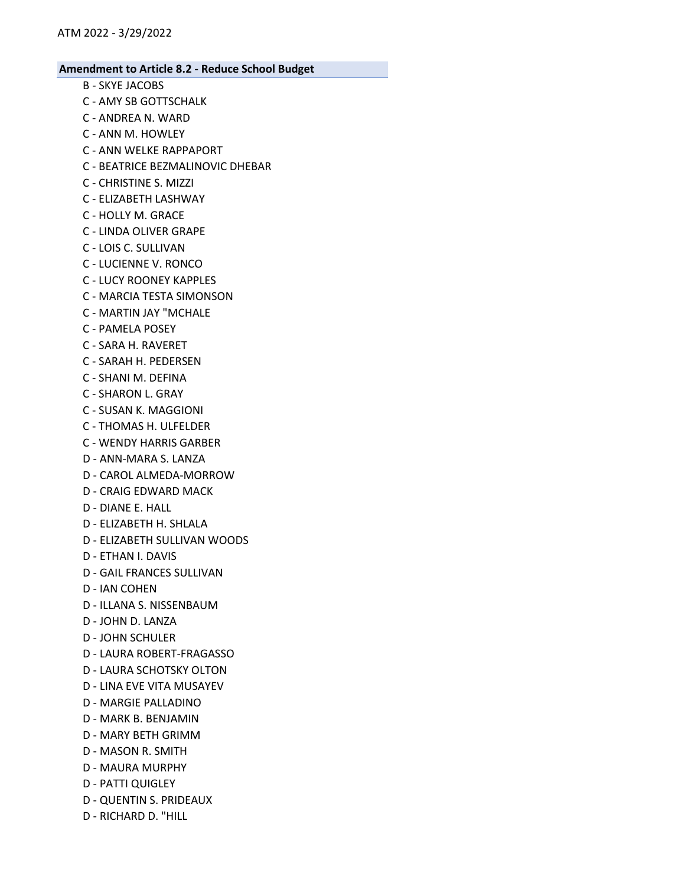## Amendment to Article 8.2 - Reduce School Budget

B - SKYE JACOBS
C - AMY SB GOTTSCHALK
C - ANDREA N. WARD
C - ANN M. HOWLEY
C - ANN WELKE RAPPAPORT
C - BEATRICE BEZMALINOVIC DHEBAR
C - CHRISTINE S. MIZZI
C - ELIZABETH LASHWAY
C - HOLLY M. GRACE
C - LINDA OLIVER GRAPE
C - LOIS C. SULLIVAN
C - LUCIENNE V. RONCO
C - LUCY ROONEY KAPPLES
C - MARCIA TESTA SIMONSON
C - MARTIN JAY "MCHALE
C - PAMELA POSEY
C - SARA H. RAVERET
C - SARAH H. PEDERSEN
C - SHANI M. DEFINA
C - SHARON L. GRAY
C - SUSAN K. MAGGIONI
C - THOMAS H. ULFELDER
C - WENDY HARRIS GARBER
D - ANN-MARA S. LANZA
D - CAROL ALMEDA-MORROW
D - CRAIG EDWARD MACK
D - DIANE E. HALL
D - ELIZABETH H. SHLALA
D - ELIZABETH SULLIVAN WOODS
D - ETHAN I. DAVIS
D - GAIL FRANCES SULLIVAN
D - IAN COHEN
D - ILLANA S. NISSENBAUM
D - JOHN D. LANZA
D - JOHN SCHULER
D - LAURA ROBERT-FRAGASSO
D - LAURA SCHOTSKY OLTON
D - LINA EVE VITA MUSAYEV
D - MARGIE PALLADINO
D - MARK B. BENJAMIN
D - MARY BETH GRIMM
D - MASON R. SMITH
D - MAURA MURPHY
D - PATTI QUIGLEY
D - QUENTIN S. PRIDEAUX
D - RICHARD D. "HILL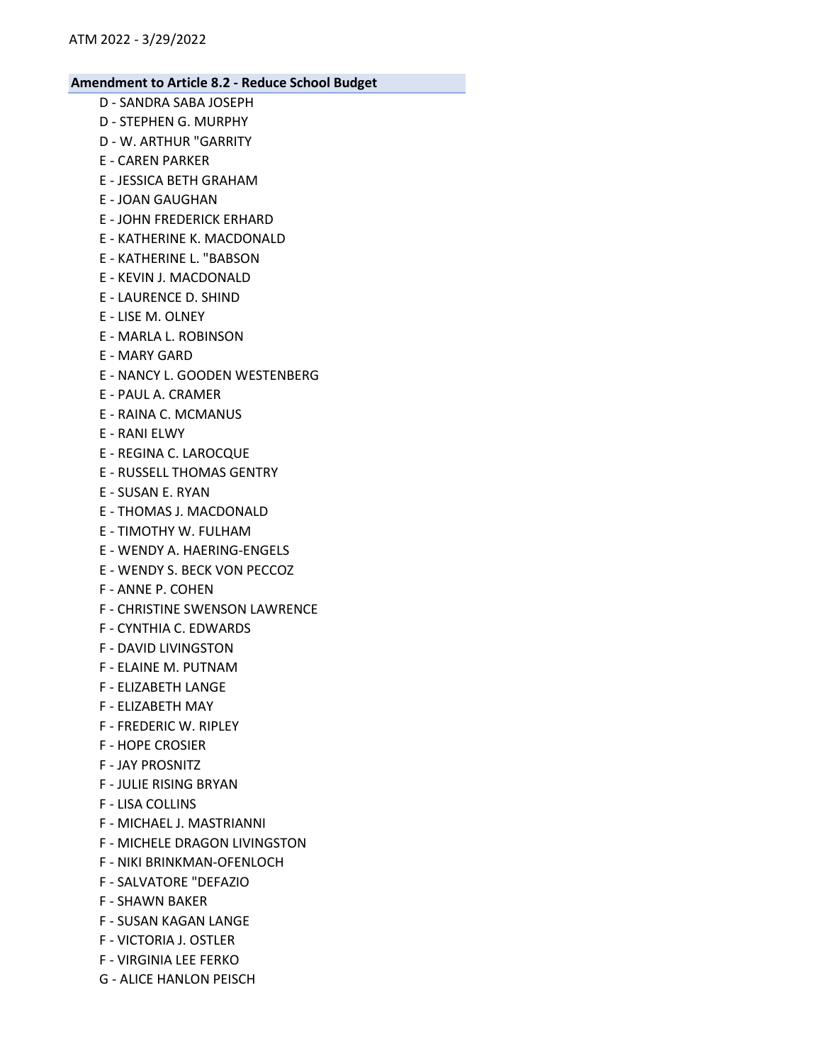**Amendment to Article 8.2 - Reduce School Budget**

- D - SANDRA SABA JOSEPH
- D - STEPHEN G. MURPHY
- D - W. ARTHUR "GARRITY
- E - CAREN PARKER
- E - JESSICA BETH GRAHAM
- E - JOAN GAUGHAN
- E - JOHN FREDERICK ERHARD
- E - KATHERINE K. MACDONALD
- E - KATHERINE L. "BABSON
- E - KEVIN J. MACDONALD
- E - LAURENCE D. SHIND
- E - LISE M. OLNEY
- E - MARLA L. ROBINSON
- E - MARY GARD
- E - NANCY L. GOODEN WESTENBERG
- E - PAUL A. CRAMER
- E - RAINA C. MCMANUS
- E - RANI ELWY
- E - REGINA C. LAROCQUE
- E - RUSSELL THOMAS GENTRY
- E - SUSAN E. RYAN
- E - THOMAS J. MACDONALD
- E - TIMOTHY W. FULHAM
- E - WENDY A. HAERING-ENGELS
- E - WENDY S. BECK VON PECCOZ
- F - ANNE P. COHEN
- F - CHRISTINE SWENSON LAWRENCE
- F - CYNTHIA C. EDWARDS
- F - DAVID LIVINGSTON
- F - ELAINE M. PUTNAM
- F - ELIZABETH LANGE
- F - ELIZABETH MAY
- F - FREDERIC W. RIPLEY
- F - HOPE CROSIER
- F - JAY PROSNITZ
- F - JULIE RISING BRYAN
- F - LISA COLLINS
- F - MICHAEL J. MASTRIANNI
- F - MICHELE DRAGON LIVINGSTON
- F - NIKI BRINKMAN-OFENLOCH
- F - SALVATORE "DEFAZIO
- F - SHAWN BAKER
- F - SUSAN KAGAN LANGE
- F - VICTORIA J. OSTLER
- F - VIRGINIA LEE FERKO
- G - ALICE HANLON PEISCH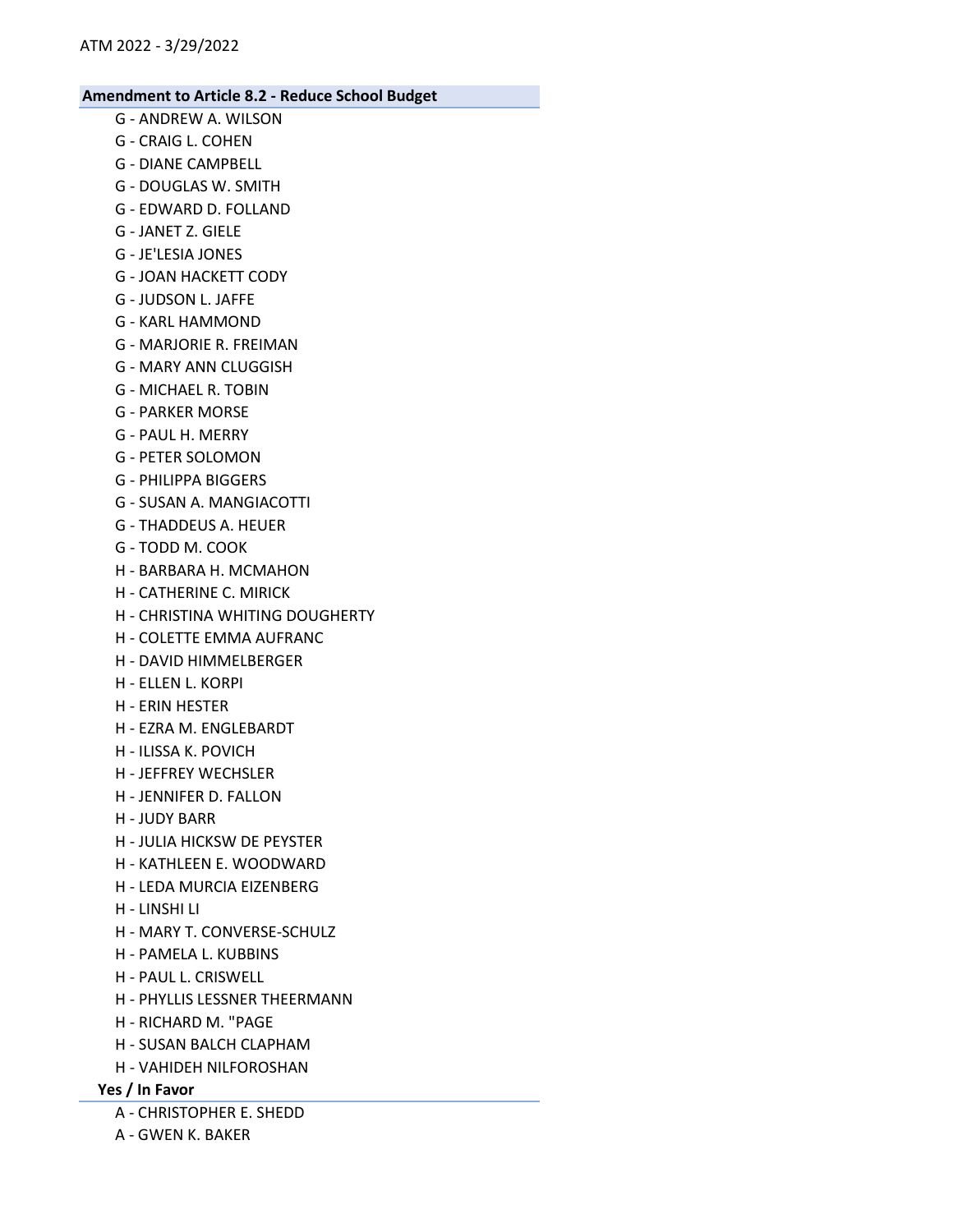## Amendment to Article 8.2 - Reduce School Budget

- G - ANDREW A. WILSON
- G - CRAIG L. COHEN
- G - DIANE CAMPBELL
- G - DOUGLAS W. SMITH
- G - EDWARD D. FOLLAND
- G - JANET Z. GIELE
- G - JE'LESIA JONES
- G - JOAN HACKETT CODY
- G - JUDSON L. JAFFE
- G - KARL HAMMOND
- G - MARJORIE R. FREIMAN
- G - MARY ANN CLUGGISH
- G - MICHAEL R. TOBIN
- G - PARKER MORSE
- G - PAUL H. MERRY
- G - PETER SOLOMON
- G - PHILIPPA BIGGERS
- G - SUSAN A. MANGIACOTTI
- G - THADDEUS A. HEUER
- G - TODD M. COOK
- H - BARBARA H. MCMAHON
- H - CATHERINE C. MIRICK
- H - CHRISTINA WHITING DOUGHERTY
- H - COLETTE EMMA AUFRANC
- H - DAVID HIMMELBERGER
- H - ELLEN L. KORPI
- H - ERIN HESTER
- H - EZRA M. ENGLEBARDT
- H - ILISSA K. POVICH
- H - JEFFREY WECHSLER
- H - JENNIFER D. FALLON
- H - JUDY BARR
- H - JULIA HICKSW DE PEYSTER
- H - KATHLEEN E. WOODWARD
- H - LEDA MURCIA EIZENBERG
- H - LINSHI LI
- H - MARY T. CONVERSE-SCHULZ
- H - PAMELA L. KUBBINS
- H - PAUL L. CRISWELL
- H - PHYLLIS LESSNER THEERMANN
- H - RICHARD M. "PAGE
- H - SUSAN BALCH CLAPHAM
- H - VAHIDEH NILFOROSHAN

### Yes / In Favor

- A - CHRISTOPHER E. SHEDD
- A - GWEN K. BAKER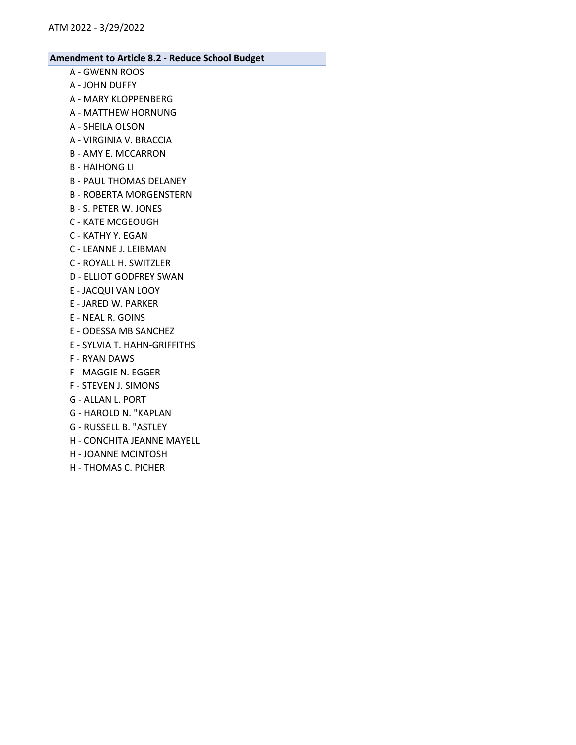## Amendment to Article 8.2 - Reduce School Budget

- A - GWENN ROOS
- A - JOHN DUFFY
- A - MARY KLOPPENBERG
- A - MATTHEW HORNUNG
- A - SHEILA OLSON
- A - VIRGINIA V. BRACCIA
- B - AMY E. MCCARRON
- B - HAIHONG LI
- B - PAUL THOMAS DELANEY
- B - ROBERTA MORGENSTERN
- B - S. PETER W. JONES
- C - KATE MCGEOUGH
- C - KATHY Y. EGAN
- C - LEANNE J. LEIBMAN
- C - ROYALL H. SWITZLER
- D - ELLIOT GODFREY SWAN
- E - JACQUI VAN LOOY
- E - JARED W. PARKER
- E - NEAL R. GOINS
- E - ODESSA MB SANCHEZ
- E - SYLVIA T. HAHN-GRIFFITHS
- F - RYAN DAWS
- F - MAGGIE N. EGGER
- F - STEVEN J. SIMONS
- G - ALLAN L. PORT
- G - HAROLD N. "KAPLAN
- G - RUSSELL B. "ASTLEY
- H - CONCHITA JEANNE MAYELL
- H - JOANNE MCINTOSH
- H - THOMAS C. PICHER